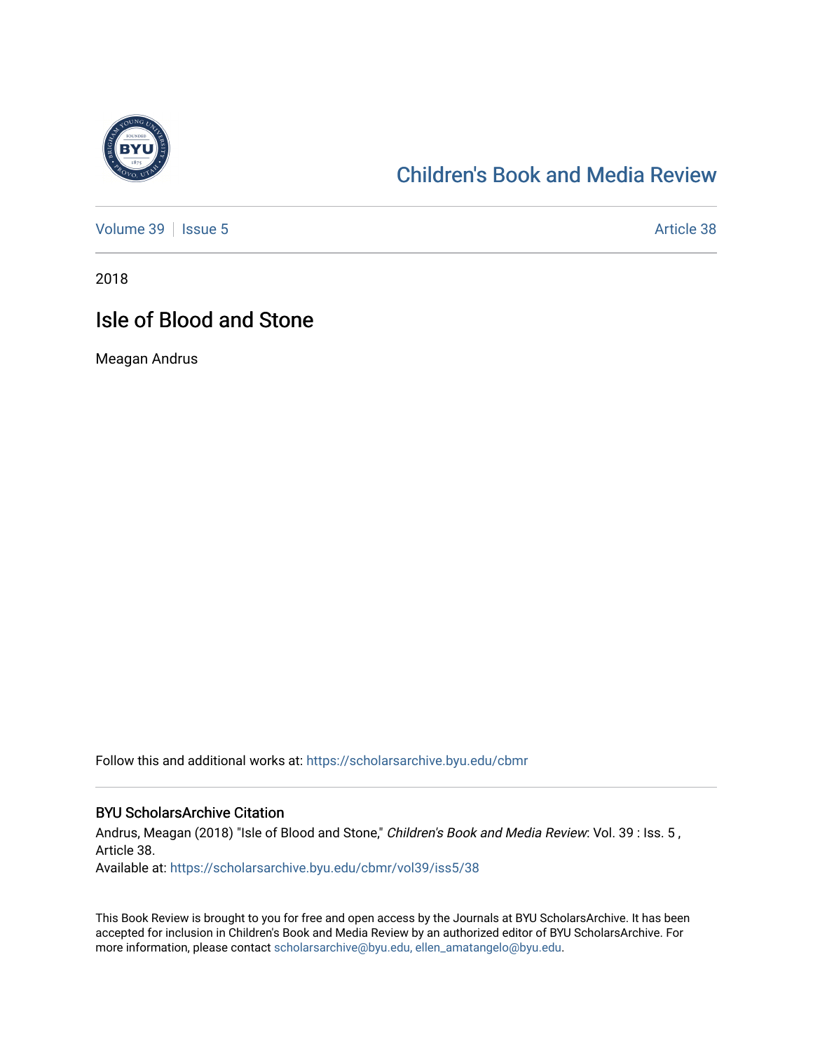Children's Book and Media Review

Volume 39 | Issue 5 Article 38

2018

# Isle of Blood and Stone

Meagan Andrus

Follow this and additional works at: https://scholarsarchive.byu.edu/cbmr

## BYU ScholarsArchive Citation

Andrus, Meagan (2018) "Isle of Blood and Stone," *Children's Book and Media Review*: Vol. 39 : Iss. 5 , Article 38.
Available at: https://scholarsarchive.byu.edu/cbmr/vol39/iss5/38

This Book Review is brought to you for free and open access by the Journals at BYU ScholarsArchive. It has been accepted for inclusion in Children's Book and Media Review by an authorized editor of BYU ScholarsArchive. For more information, please contact scholarsarchive@byu.edu, ellen_amatangelo@byu.edu.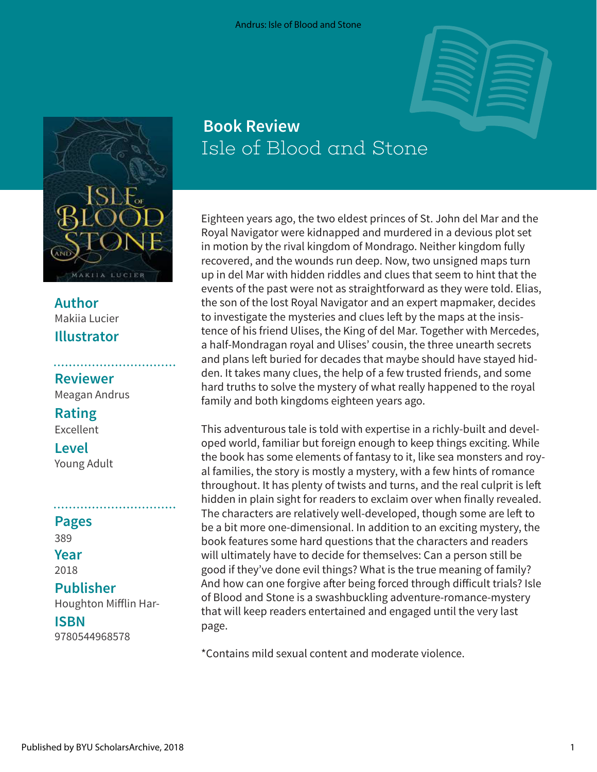# Book Review

## Isle of Blood and Stone

**Author**
Makiia Lucier

**Illustrator**

**Reviewer**
Meagan Andrus

**Rating**
Excellent

**Level**
Young Adult

**Pages**
389

**Year**
2018

**Publisher**
Houghton Mifflin Har-

**ISBN**
9780544968578

Eighteen years ago, the two eldest princes of St. John del Mar and the Royal Navigator were kidnapped and murdered in a devious plot set in motion by the rival kingdom of Mondrago. Neither kingdom fully recovered, and the wounds run deep. Now, two unsigned maps turn up in del Mar with hidden riddles and clues that seem to hint that the events of the past were not as straightforward as they were told. Elias, the son of the lost Royal Navigator and an expert mapmaker, decides to investigate the mysteries and clues left by the maps at the insistence of his friend Ulises, the King of del Mar. Together with Mercedes, a half-Mondragan royal and Ulises' cousin, the three unearth secrets and plans left buried for decades that maybe should have stayed hidden. It takes many clues, the help of a few trusted friends, and some hard truths to solve the mystery of what really happened to the royal family and both kingdoms eighteen years ago.

This adventurous tale is told with expertise in a richly-built and developed world, familiar but foreign enough to keep things exciting. While the book has some elements of fantasy to it, like sea monsters and royal families, the story is mostly a mystery, with a few hints of romance throughout. It has plenty of twists and turns, and the real culprit is left hidden in plain sight for readers to exclaim over when finally revealed. The characters are relatively well-developed, though some are left to be a bit more one-dimensional. In addition to an exciting mystery, the book features some hard questions that the characters and readers will ultimately have to decide for themselves: Can a person still be good if they've done evil things? What is the true meaning of family? And how can one forgive after being forced through difficult trials? Isle of Blood and Stone is a swashbuckling adventure-romance-mystery that will keep readers entertained and engaged until the very last page.

*Contains mild sexual content and moderate violence.